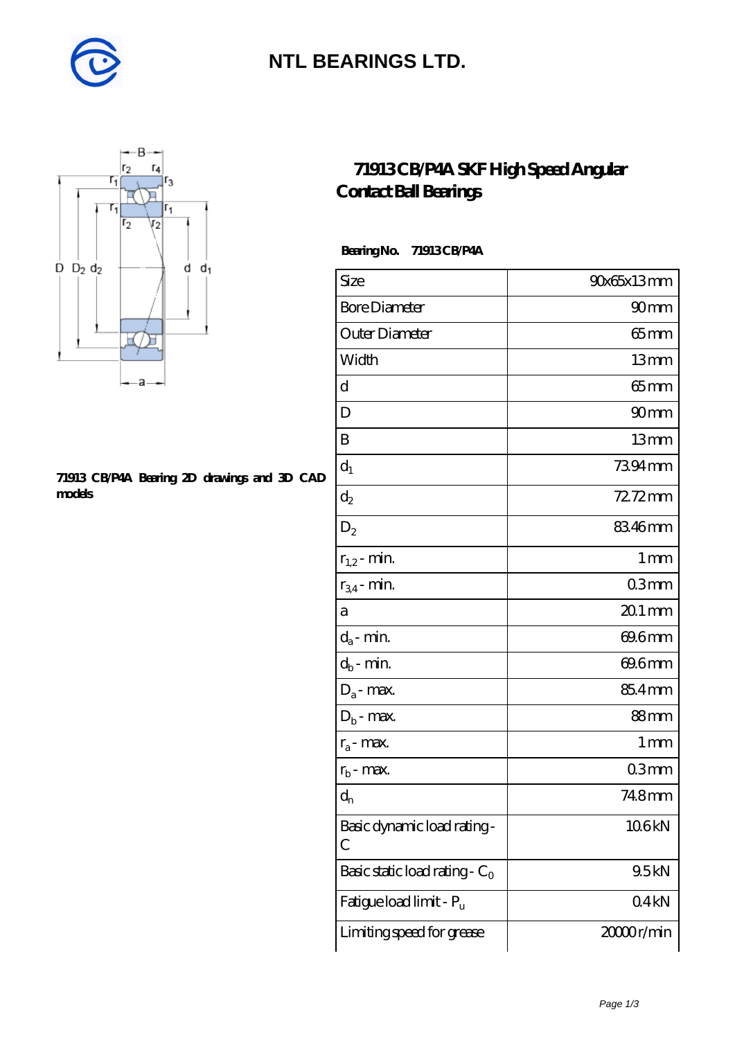# NTL BEARINGS LTD.

## 71913 CB/P4A SKF High Speed Angular Contact Ball Bearings

**71913 CB/P4A Bearing 2D drawings and 3D CAD models**

**Bearing No. 71913 CB/P4A**

| Size | 90x65x13 mm |
|---|---|
| Bore Diameter | 90 mm |
| Outer Diameter | 65 mm |
| Width | 13 mm |
| d | 65 mm |
| D | 90 mm |
| B | 13 mm |
| $d_1$ | 73.94 mm |
| $d_2$ | 72.72 mm |
| $D_2$ | 83.46 mm |
| $r_{1,2}$ - min. | 1 mm |
| $r_{3,4}$ - min. | 0.3 mm |
| a | 20.1 mm |
| $d_a$ - min. | 69.6 mm |
| $d_b$ - min. | 69.6 mm |
| $D_a$ - max. | 85.4 mm |
| $D_b$ - max. | 88 mm |
| $r_a$ - max. | 1 mm |
| $r_b$ - max. | 0.3 mm |
| $d_n$ | 74.8 mm |
| Basic dynamic load rating - C | 10.6 kN |
| Basic static load rating - $C_0$ | 9.5 kN |
| Fatigue load limit - $P_u$ | 0.4 kN |
| Limiting speed for grease | 20000 r/min |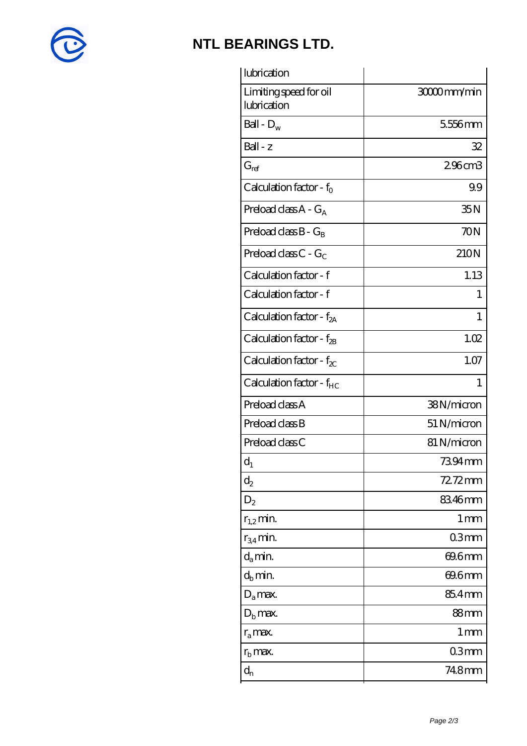## NTL BEARINGS LTD.

| | |
|---|---|
| lubrication | |
| Limiting speed for oil lubrication | 30000 mm/min |
| Ball - $D_w$ | 5.556 mm |
| Ball - z | 32 |
| $G_{ref}$ | 2.96 cm3 |
| Calculation factor - $f_0$ | 9.9 |
| Preload class A - $G_A$ | 35 N |
| Preload class B - $G_B$ | 70 N |
| Preload class C - $G_C$ | 210 N |
| Calculation factor - f | 1.13 |
| Calculation factor - f | 1 |
| Calculation factor - $f_{2A}$ | 1 |
| Calculation factor - $f_{2B}$ | 1.02 |
| Calculation factor - $f_{2C}$ | 1.07 |
| Calculation factor - $f_{HC}$ | 1 |
| Preload class A | 38 N/micron |
| Preload class B | 51 N/micron |
| Preload class C | 81 N/micron |
| $d_1$ | 73.94 mm |
| $d_2$ | 72.72 mm |
| $D_2$ | 83.46 mm |
| $r_{1,2}$ min. | 1 mm |
| $r_{3,4}$ min. | 0.3 mm |
| $d_a$ min. | 69.6 mm |
| $d_b$ min. | 69.6 mm |
| $D_a$ max. | 85.4 mm |
| $D_b$ max. | 88 mm |
| $r_a$ max. | 1 mm |
| $r_b$ max. | 0.3 mm |
| $d_n$ | 74.8 mm |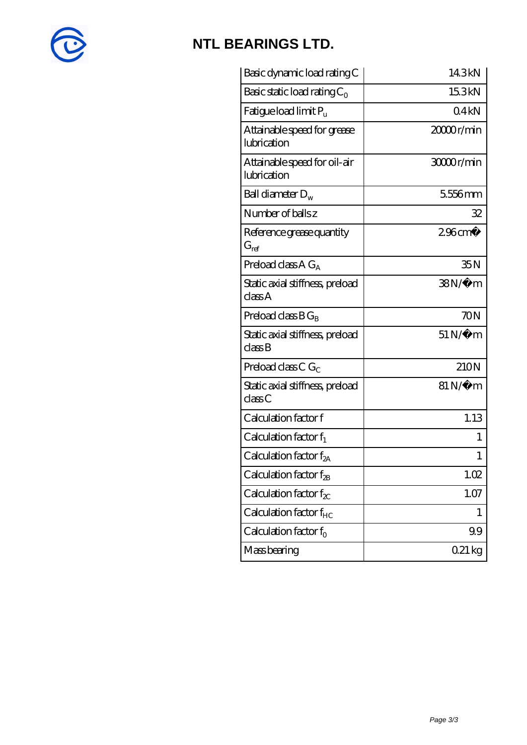# NTL BEARINGS LTD.

| | |
|---|---|
| Basic dynamic load rating C | 14.3 kN |
| Basic static load rating $C_0$ | 15.3 kN |
| Fatigue load limit $P_u$ | 0.4 kN |
| Attainable speed for grease lubrication | 20000 r/min |
| Attainable speed for oil-air lubrication | 30000 r/min |
| Ball diameter $D_w$ | 5.556 mm |
| Number of balls z | 32 |
| Reference grease quantity $G_{ref}$ | 2.96 cm� |
| Preload class A $G_A$ | 35 N |
| Static axial stiffness, preload class A | 38 N/�m |
| Preload class B $G_B$ | 70 N |
| Static axial stiffness, preload class B | 51 N/�m |
| Preload class C $G_C$ | 210 N |
| Static axial stiffness, preload class C | 81 N/�m |
| Calculation factor f | 1.13 |
| Calculation factor $f_1$ | 1 |
| Calculation factor $f_{2A}$ | 1 |
| Calculation factor $f_{2B}$ | 1.02 |
| Calculation factor $f_{2C}$ | 1.07 |
| Calculation factor $f_{HC}$ | 1 |
| Calculation factor $f_0$ | 9.9 |
| Mass bearing | 0.21 kg |